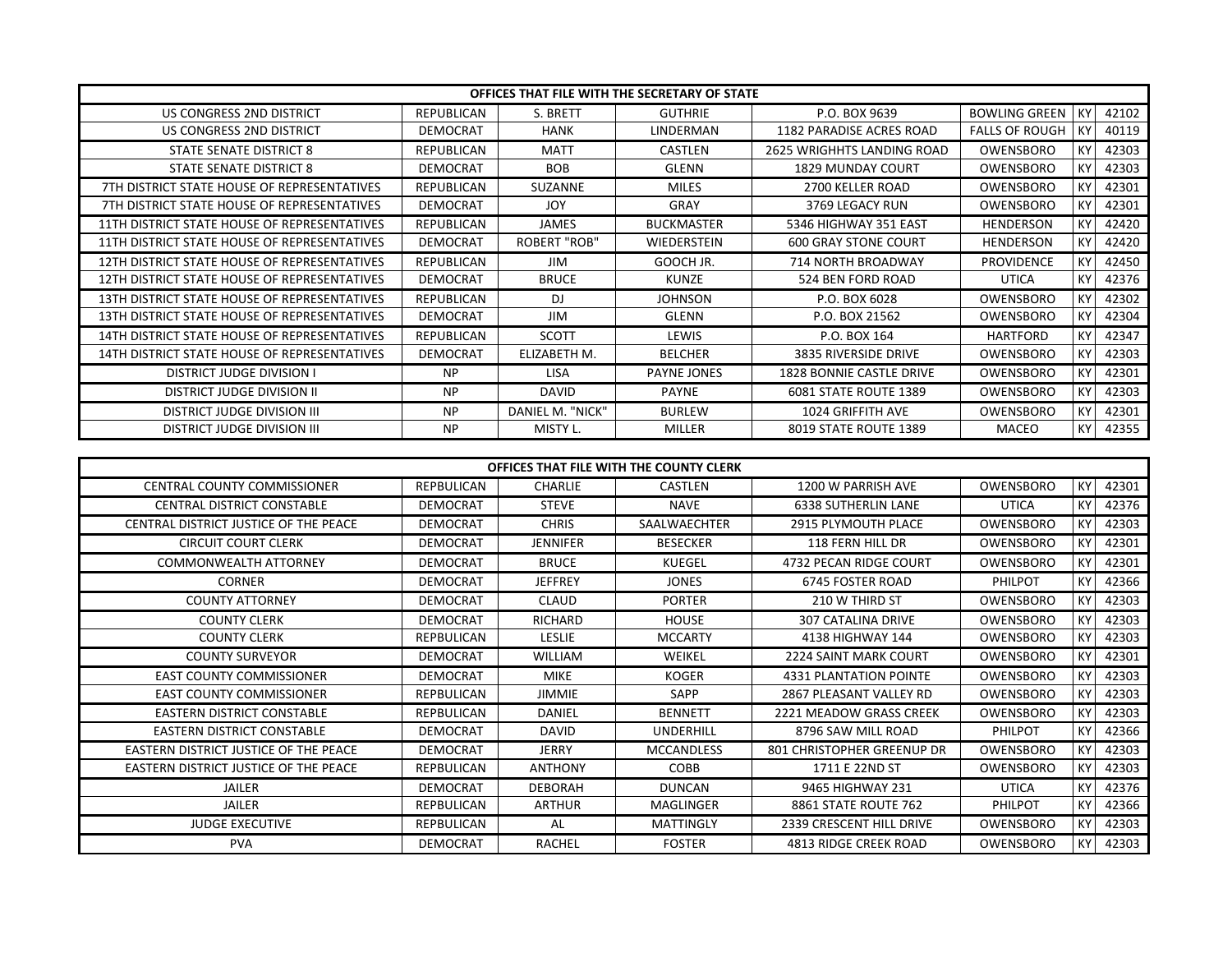| OFFICES THAT FILE WITH THE SECRETARY OF STATE | | | | | | | |
|---|---|---|---|---|---|---|---|
| US CONGRESS 2ND DISTRICT | REPUBLICAN | S. BRETT | GUTHRIE | P.O. BOX 9639 | BOWLING GREEN | KY | 42102 |
| US CONGRESS 2ND DISTRICT | DEMOCRAT | HANK | LINDERMAN | 1182 PARADISE ACRES ROAD | FALLS OF ROUGH | KY | 40119 |
| STATE SENATE DISTRICT 8 | REPUBLICAN | MATT | CASTLEN | 2625 WRIGHHTS LANDING ROAD | OWENSBORO | KY | 42303 |
| STATE SENATE DISTRICT 8 | DEMOCRAT | BOB | GLENN | 1829 MUNDAY COURT | OWENSBORO | KY | 42303 |
| 7TH DISTRICT STATE HOUSE OF REPRESENTATIVES | REPUBLICAN | SUZANNE | MILES | 2700 KELLER ROAD | OWENSBORO | KY | 42301 |
| 7TH DISTRICT STATE HOUSE OF REPRESENTATIVES | DEMOCRAT | JOY | GRAY | 3769 LEGACY RUN | OWENSBORO | KY | 42301 |
| 11TH DISTRICT STATE HOUSE OF REPRESENTATIVES | REPUBLICAN | JAMES | BUCKMASTER | 5346 HIGHWAY 351 EAST | HENDERSON | KY | 42420 |
| 11TH DISTRICT STATE HOUSE OF REPRESENTATIVES | DEMOCRAT | ROBERT "ROB" | WIEDERSTEIN | 600 GRAY STONE COURT | HENDERSON | KY | 42420 |
| 12TH DISTRICT STATE HOUSE OF REPRESENTATIVES | REPUBLICAN | JIM | GOOCH JR. | 714 NORTH BROADWAY | PROVIDENCE | KY | 42450 |
| 12TH DISTRICT STATE HOUSE OF REPRESENTATIVES | DEMOCRAT | BRUCE | KUNZE | 524 BEN FORD ROAD | UTICA | KY | 42376 |
| 13TH DISTRICT STATE HOUSE OF REPRESENTATIVES | REPUBLICAN | DJ | JOHNSON | P.O. BOX 6028 | OWENSBORO | KY | 42302 |
| 13TH DISTRICT STATE HOUSE OF REPRESENTATIVES | DEMOCRAT | JIM | GLENN | P.O. BOX 21562 | OWENSBORO | KY | 42304 |
| 14TH DISTRICT STATE HOUSE OF REPRESENTATIVES | REPUBLICAN | SCOTT | LEWIS | P.O. BOX 164 | HARTFORD | KY | 42347 |
| 14TH DISTRICT STATE HOUSE OF REPRESENTATIVES | DEMOCRAT | ELIZABETH M. | BELCHER | 3835 RIVERSIDE DRIVE | OWENSBORO | KY | 42303 |
| DISTRICT JUDGE DIVISION I | NP | LISA | PAYNE JONES | 1828 BONNIE CASTLE DRIVE | OWENSBORO | KY | 42301 |
| DISTRICT JUDGE DIVISION II | NP | DAVID | PAYNE | 6081 STATE ROUTE 1389 | OWENSBORO | KY | 42303 |
| DISTRICT JUDGE DIVISION III | NP | DANIEL M. "NICK" | BURLEW | 1024 GRIFFITH AVE | OWENSBORO | KY | 42301 |
| DISTRICT JUDGE DIVISION III | NP | MISTY L. | MILLER | 8019 STATE ROUTE 1389 | MACEO | KY | 42355 |

| OFFICES THAT FILE WITH THE COUNTY CLERK | | | | | | | |
|---|---|---|---|---|---|---|---|
| CENTRAL COUNTY COMMISSIONER | REPBULICAN | CHARLIE | CASTLEN | 1200 W PARRISH AVE | OWENSBORO | KY | 42301 |
| CENTRAL DISTRICT CONSTABLE | DEMOCRAT | STEVE | NAVE | 6338 SUTHERLIN LANE | UTICA | KY | 42376 |
| CENTRAL DISTRICT JUSTICE OF THE PEACE | DEMOCRAT | CHRIS | SAALWAECHTER | 2915 PLYMOUTH PLACE | OWENSBORO | KY | 42303 |
| CIRCUIT COURT CLERK | DEMOCRAT | JENNIFER | BESECKER | 118 FERN HILL DR | OWENSBORO | KY | 42301 |
| COMMONWEALTH ATTORNEY | DEMOCRAT | BRUCE | KUEGEL | 4732 PECAN RIDGE COURT | OWENSBORO | KY | 42301 |
| CORNER | DEMOCRAT | JEFFREY | JONES | 6745 FOSTER ROAD | PHILPOT | KY | 42366 |
| COUNTY ATTORNEY | DEMOCRAT | CLAUD | PORTER | 210 W THIRD ST | OWENSBORO | KY | 42303 |
| COUNTY CLERK | DEMOCRAT | RICHARD | HOUSE | 307 CATALINA DRIVE | OWENSBORO | KY | 42303 |
| COUNTY CLERK | REPBULICAN | LESLIE | MCCARTY | 4138 HIGHWAY 144 | OWENSBORO | KY | 42303 |
| COUNTY SURVEYOR | DEMOCRAT | WILLIAM | WEIKEL | 2224 SAINT MARK COURT | OWENSBORO | KY | 42301 |
| EAST COUNTY COMMISSIONER | DEMOCRAT | MIKE | KOGER | 4331 PLANTATION POINTE | OWENSBORO | KY | 42303 |
| EAST COUNTY COMMISSIONER | REPBULICAN | JIMMIE | SAPP | 2867 PLEASANT VALLEY RD | OWENSBORO | KY | 42303 |
| EASTERN DISTRICT CONSTABLE | REPBULICAN | DANIEL | BENNETT | 2221 MEADOW GRASS CREEK | OWENSBORO | KY | 42303 |
| EASTERN DISTRICT CONSTABLE | DEMOCRAT | DAVID | UNDERHILL | 8796 SAW MILL ROAD | PHILPOT | KY | 42366 |
| EASTERN DISTRICT JUSTICE OF THE PEACE | DEMOCRAT | JERRY | MCCANDLESS | 801 CHRISTOPHER GREENUP DR | OWENSBORO | KY | 42303 |
| EASTERN DISTRICT JUSTICE OF THE PEACE | REPBULICAN | ANTHONY | COBB | 1711 E 22ND ST | OWENSBORO | KY | 42303 |
| JAILER | DEMOCRAT | DEBORAH | DUNCAN | 9465 HIGHWAY 231 | UTICA | KY | 42376 |
| JAILER | REPBULICAN | ARTHUR | MAGLINGER | 8861 STATE ROUTE 762 | PHILPOT | KY | 42366 |
| JUDGE EXECUTIVE | REPBULICAN | AL | MATTINGLY | 2339 CRESCENT HILL DRIVE | OWENSBORO | KY | 42303 |
| PVA | DEMOCRAT | RACHEL | FOSTER | 4813 RIDGE CREEK ROAD | OWENSBORO | KY | 42303 |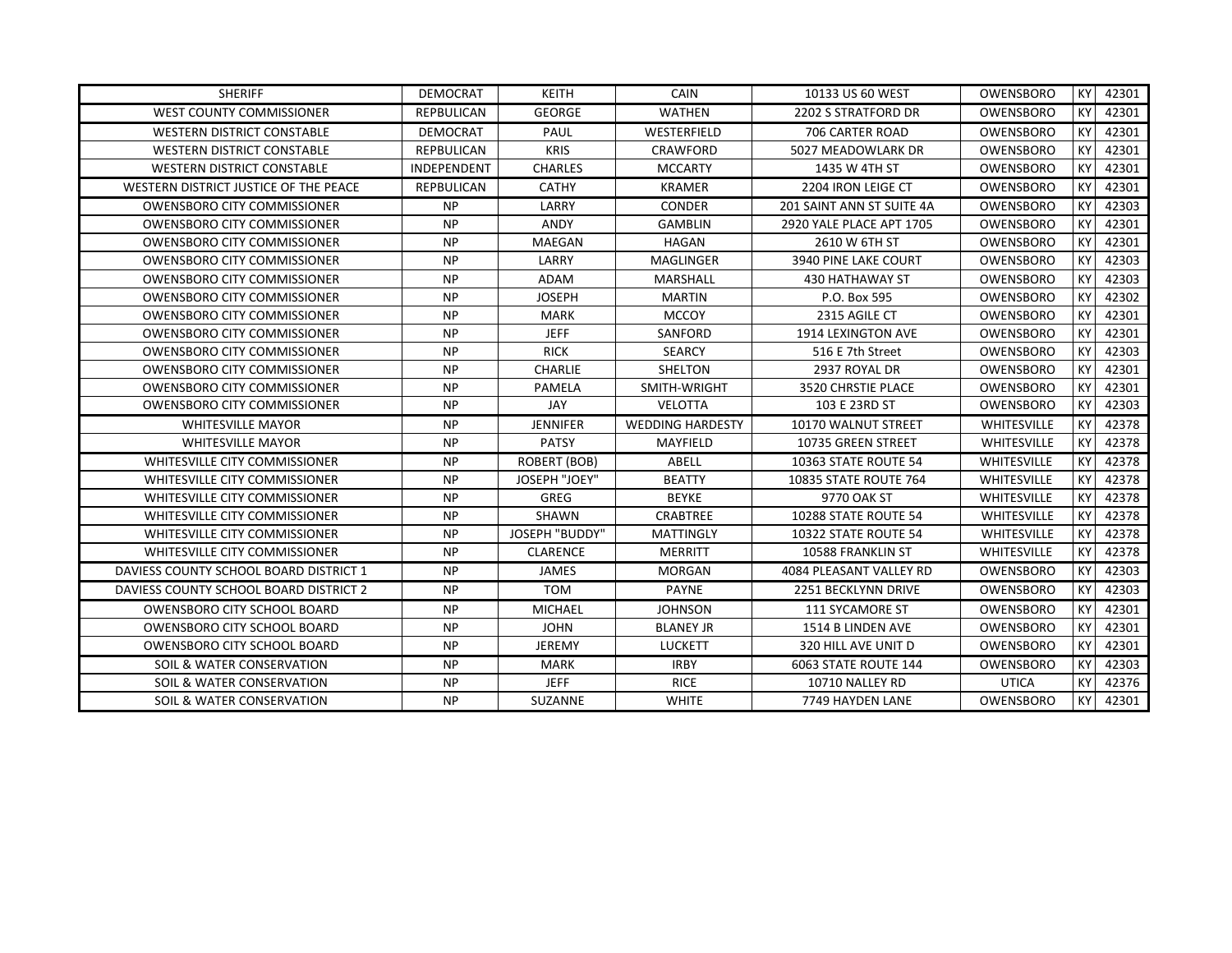| | | | | | | | |
|---|---|---|---|---|---|---|---|
| SHERIFF | DEMOCRAT | KEITH | CAIN | 10133 US 60 WEST | OWENSBORO | KY | 42301 |
| WEST COUNTY COMMISSIONER | REPBULICAN | GEORGE | WATHEN | 2202 S STRATFORD DR | OWENSBORO | KY | 42301 |
| WESTERN DISTRICT CONSTABLE | DEMOCRAT | PAUL | WESTERFIELD | 706 CARTER ROAD | OWENSBORO | KY | 42301 |
| WESTERN DISTRICT CONSTABLE | REPBULICAN | KRIS | CRAWFORD | 5027 MEADOWLARK DR | OWENSBORO | KY | 42301 |
| WESTERN DISTRICT CONSTABLE | INDEPENDENT | CHARLES | MCCARTY | 1435 W 4TH ST | OWENSBORO | KY | 42301 |
| WESTERN DISTRICT JUSTICE OF THE PEACE | REPBULICAN | CATHY | KRAMER | 2204 IRON LEIGE CT | OWENSBORO | KY | 42301 |
| OWENSBORO CITY COMMISSIONER | NP | LARRY | CONDER | 201 SAINT ANN ST SUITE 4A | OWENSBORO | KY | 42303 |
| OWENSBORO CITY COMMISSIONER | NP | ANDY | GAMBLIN | 2920 YALE PLACE APT 1705 | OWENSBORO | KY | 42301 |
| OWENSBORO CITY COMMISSIONER | NP | MAEGAN | HAGAN | 2610 W 6TH ST | OWENSBORO | KY | 42301 |
| OWENSBORO CITY COMMISSIONER | NP | LARRY | MAGLINGER | 3940 PINE LAKE COURT | OWENSBORO | KY | 42303 |
| OWENSBORO CITY COMMISSIONER | NP | ADAM | MARSHALL | 430 HATHAWAY ST | OWENSBORO | KY | 42303 |
| OWENSBORO CITY COMMISSIONER | NP | JOSEPH | MARTIN | P.O. Box 595 | OWENSBORO | KY | 42302 |
| OWENSBORO CITY COMMISSIONER | NP | MARK | MCCOY | 2315 AGILE CT | OWENSBORO | KY | 42301 |
| OWENSBORO CITY COMMISSIONER | NP | JEFF | SANFORD | 1914 LEXINGTON AVE | OWENSBORO | KY | 42301 |
| OWENSBORO CITY COMMISSIONER | NP | RICK | SEARCY | 516 E 7th Street | OWENSBORO | KY | 42303 |
| OWENSBORO CITY COMMISSIONER | NP | CHARLIE | SHELTON | 2937 ROYAL DR | OWENSBORO | KY | 42301 |
| OWENSBORO CITY COMMISSIONER | NP | PAMELA | SMITH-WRIGHT | 3520 CHRSTIE PLACE | OWENSBORO | KY | 42301 |
| OWENSBORO CITY COMMISSIONER | NP | JAY | VELOTTA | 103 E 23RD ST | OWENSBORO | KY | 42303 |
| WHITESVILLE MAYOR | NP | JENNIFER | WEDDING HARDESTY | 10170 WALNUT STREET | WHITESVILLE | KY | 42378 |
| WHITESVILLE MAYOR | NP | PATSY | MAYFIELD | 10735 GREEN STREET | WHITESVILLE | KY | 42378 |
| WHITESVILLE CITY COMMISSIONER | NP | ROBERT (BOB) | ABELL | 10363 STATE ROUTE 54 | WHITESVILLE | KY | 42378 |
| WHITESVILLE CITY COMMISSIONER | NP | JOSEPH "JOEY" | BEATTY | 10835 STATE ROUTE 764 | WHITESVILLE | KY | 42378 |
| WHITESVILLE CITY COMMISSIONER | NP | GREG | BEYKE | 9770 OAK ST | WHITESVILLE | KY | 42378 |
| WHITESVILLE CITY COMMISSIONER | NP | SHAWN | CRABTREE | 10288 STATE ROUTE 54 | WHITESVILLE | KY | 42378 |
| WHITESVILLE CITY COMMISSIONER | NP | JOSEPH "BUDDY" | MATTINGLY | 10322 STATE ROUTE 54 | WHITESVILLE | KY | 42378 |
| WHITESVILLE CITY COMMISSIONER | NP | CLARENCE | MERRITT | 10588 FRANKLIN ST | WHITESVILLE | KY | 42378 |
| DAVIESS COUNTY SCHOOL BOARD DISTRICT 1 | NP | JAMES | MORGAN | 4084 PLEASANT VALLEY RD | OWENSBORO | KY | 42303 |
| DAVIESS COUNTY SCHOOL BOARD DISTRICT 2 | NP | TOM | PAYNE | 2251 BECKLYNN DRIVE | OWENSBORO | KY | 42303 |
| OWENSBORO CITY SCHOOL BOARD | NP | MICHAEL | JOHNSON | 111 SYCAMORE ST | OWENSBORO | KY | 42301 |
| OWENSBORO CITY SCHOOL BOARD | NP | JOHN | BLANEY JR | 1514 B LINDEN AVE | OWENSBORO | KY | 42301 |
| OWENSBORO CITY SCHOOL BOARD | NP | JEREMY | LUCKETT | 320 HILL AVE UNIT D | OWENSBORO | KY | 42301 |
| SOIL & WATER CONSERVATION | NP | MARK | IRBY | 6063 STATE ROUTE 144 | OWENSBORO | KY | 42303 |
| SOIL & WATER CONSERVATION | NP | JEFF | RICE | 10710 NALLEY RD | UTICA | KY | 42376 |
| SOIL & WATER CONSERVATION | NP | SUZANNE | WHITE | 7749 HAYDEN LANE | OWENSBORO | KY | 42301 |